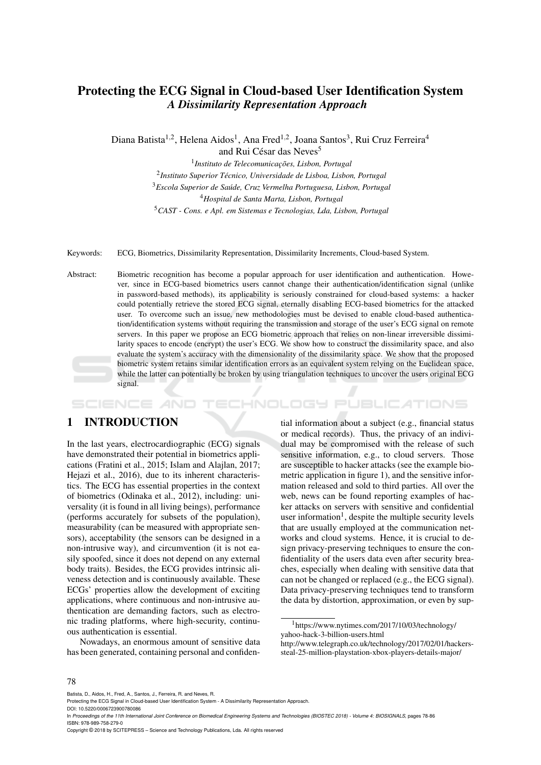# Protecting the ECG Signal in Cloud-based User Identification System
## *A Dissimilarity Representation Approach*

Diana Batista[1,2], Helena Aidos[1], Ana Fred[1,2], Joana Santos[3], Rui Cruz Ferreira[4] and Rui César das Neves[5]

[1]*Instituto de Telecomunicações, Lisbon, Portugal*
[2]*Instituto Superior Técnico, Universidade de Lisboa, Lisbon, Portugal*
[3]*Escola Superior de Saúde, Cruz Vermelha Portuguesa, Lisbon, Portugal*
[4]*Hospital de Santa Marta, Lisbon, Portugal*
[5]*CAST - Cons. e Apl. em Sistemas e Tecnologias, Lda, Lisbon, Portugal*

Keywords: ECG, Biometrics, Dissimilarity Representation, Dissimilarity Increments, Cloud-based System.

Abstract: Biometric recognition has become a popular approach for user identification and authentication. However, since in ECG-based biometrics users cannot change their authentication/identification signal (unlike in password-based methods), its applicability is seriously constrained for cloud-based systems: a hacker could potentially retrieve the stored ECG signal, eternally disabling ECG-based biometrics for the attacked user. To overcome such an issue, new methodologies must be devised to enable cloud-based authentication/identification systems without requiring the transmission and storage of the user's ECG signal on remote servers. In this paper we propose an ECG biometric approach that relies on non-linear irreversible dissimilarity spaces to encode (encrypt) the user's ECG. We show how to construct the dissimilarity space, and also evaluate the system's accuracy with the dimensionality of the dissimilarity space. We show that the proposed biometric system retains similar identification errors as an equivalent system relying on the Euclidean space, while the latter can potentially be broken by using triangulation techniques to uncover the users original ECG signal.

## 1 INTRODUCTION

In the last years, electrocardiographic (ECG) signals have demonstrated their potential in biometrics applications (Fratini et al., 2015; Islam and Alajlan, 2017; Hejazi et al., 2016), due to its inherent characteristics. The ECG has essential properties in the context of biometrics (Odinaka et al., 2012), including: universality (it is found in all living beings), performance (performs accurately for subsets of the population), measurability (can be measured with appropriate sensors), acceptability (the sensors can be designed in a non-intrusive way), and circumvention (it is not easily spoofed, since it does not depend on any external body traits). Besides, the ECG provides intrinsic aliveness detection and is continuously available. These ECGs' properties allow the development of exciting applications, where continuous and non-intrusive authentication are demanding factors, such as electronic trading platforms, where high-security, continuous authentication is essential.

Nowadays, an enormous amount of sensitive data has been generated, containing personal and confidential information about a subject (e.g., financial status or medical records). Thus, the privacy of an individual may be compromised with the release of such sensitive information, e.g., to cloud servers. Those are susceptible to hacker attacks (see the example biometric application in figure 1), and the sensitive information released and sold to third parties. All over the web, news can be found reporting examples of hacker attacks on servers with sensitive and confidential user information[1], despite the multiple security levels that are usually employed at the communication networks and cloud systems. Hence, it is crucial to design privacy-preserving techniques to ensure the confidentiality of the users data even after security breaches, especially when dealing with sensitive data that can not be changed or replaced (e.g., the ECG signal). Data privacy-preserving techniques tend to transform the data by distortion, approximation, or even by sup-

[1]https://www.nytimes.com/2017/10/03/technology/yahoo-hack-3-billion-users.html
http://www.telegraph.co.uk/technology/2017/02/01/hackers-steal-25-million-playstation-xbox-players-details-major/

Batista, D., Aidos, H., Fred, A., Santos, J., Ferreira, R. and Neves, R.
Protecting the ECG Signal in Cloud-based User Identification System - A Dissimilarity Representation Approach.
DOI: 10.5220/0006723900780086
In *Proceedings of the 11th International Joint Conference on Biomedical Engineering Systems and Technologies (BIOSTEC 2018) - Volume 4: BIOSIGNALS*, pages 78-86
ISBN: 978-989-758-279-0
Copyright © 2018 by SCITEPRESS – Science and Technology Publications, Lda. All rights reserved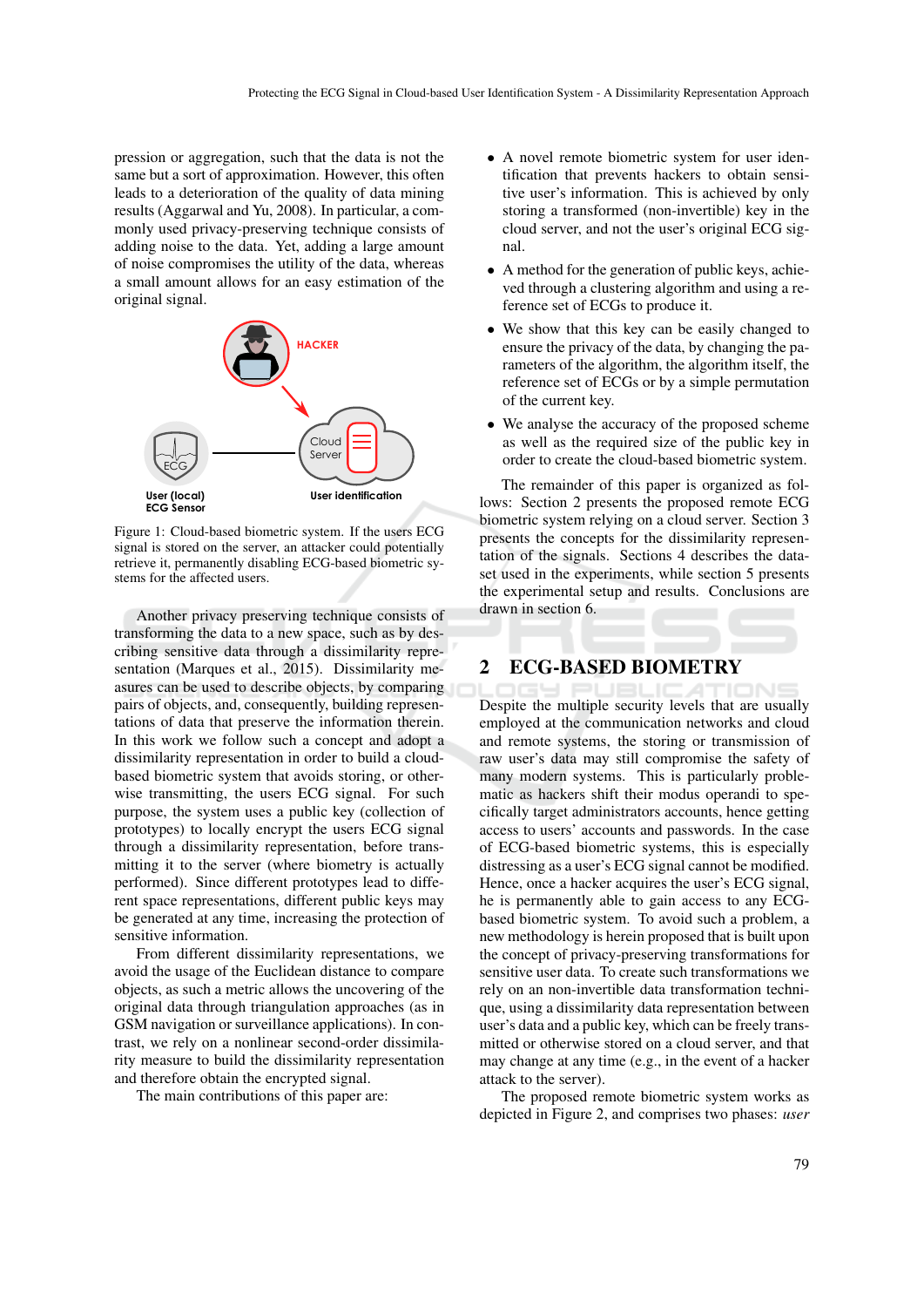pression or aggregation, such that the data is not the same but a sort of approximation. However, this often leads to a deterioration of the quality of data mining results (Aggarwal and Yu, 2008). In particular, a commonly used privacy-preserving technique consists of adding noise to the data. Yet, adding a large amount of noise compromises the utility of the data, whereas a small amount allows for an easy estimation of the original signal.

Figure 1: Cloud-based biometric system. If the users ECG signal is stored on the server, an attacker could potentially retrieve it, permanently disabling ECG-based biometric systems for the affected users.

Another privacy preserving technique consists of transforming the data to a new space, such as by describing sensitive data through a dissimilarity representation (Marques et al., 2015). Dissimilarity measures can be used to describe objects, by comparing pairs of objects, and, consequently, building representations of data that preserve the information therein. In this work we follow such a concept and adopt a dissimilarity representation in order to build a cloud-based biometric system that avoids storing, or otherwise transmitting, the users ECG signal. For such purpose, the system uses a public key (collection of prototypes) to locally encrypt the users ECG signal through a dissimilarity representation, before transmitting it to the server (where biometry is actually performed). Since different prototypes lead to different space representations, different public keys may be generated at any time, increasing the protection of sensitive information.

From different dissimilarity representations, we avoid the usage of the Euclidean distance to compare objects, as such a metric allows the uncovering of the original data through triangulation approaches (as in GSM navigation or surveillance applications). In contrast, we rely on a nonlinear second-order dissimilarity measure to build the dissimilarity representation and therefore obtain the encrypted signal.

The main contributions of this paper are:

- A novel remote biometric system for user identification that prevents hackers to obtain sensitive user's information. This is achieved by only storing a transformed (non-invertible) key in the cloud server, and not the user's original ECG signal.
- A method for the generation of public keys, achieved through a clustering algorithm and using a reference set of ECGs to produce it.
- We show that this key can be easily changed to ensure the privacy of the data, by changing the parameters of the algorithm, the algorithm itself, the reference set of ECGs or by a simple permutation of the current key.
- We analyse the accuracy of the proposed scheme as well as the required size of the public key in order to create the cloud-based biometric system.

The remainder of this paper is organized as follows: Section 2 presents the proposed remote ECG biometric system relying on a cloud server. Section 3 presents the concepts for the dissimilarity representation of the signals. Sections 4 describes the dataset used in the experiments, while section 5 presents the experimental setup and results. Conclusions are drawn in section 6.

## 2 ECG-BASED BIOMETRY

Despite the multiple security levels that are usually employed at the communication networks and cloud and remote systems, the storing or transmission of raw user's data may still compromise the safety of many modern systems. This is particularly problematic as hackers shift their modus operandi to specifically target administrators accounts, hence getting access to users' accounts and passwords. In the case of ECG-based biometric systems, this is especially distressing as a user's ECG signal cannot be modified. Hence, once a hacker acquires the user's ECG signal, he is permanently able to gain access to any ECG-based biometric system. To avoid such a problem, a new methodology is herein proposed that is built upon the concept of privacy-preserving transformations for sensitive user data. To create such transformations we rely on an non-invertible data transformation technique, using a dissimilarity data representation between user's data and a public key, which can be freely transmitted or otherwise stored on a cloud server, and that may change at any time (e.g., in the event of a hacker attack to the server).

The proposed remote biometric system works as depicted in Figure 2, and comprises two phases: *user*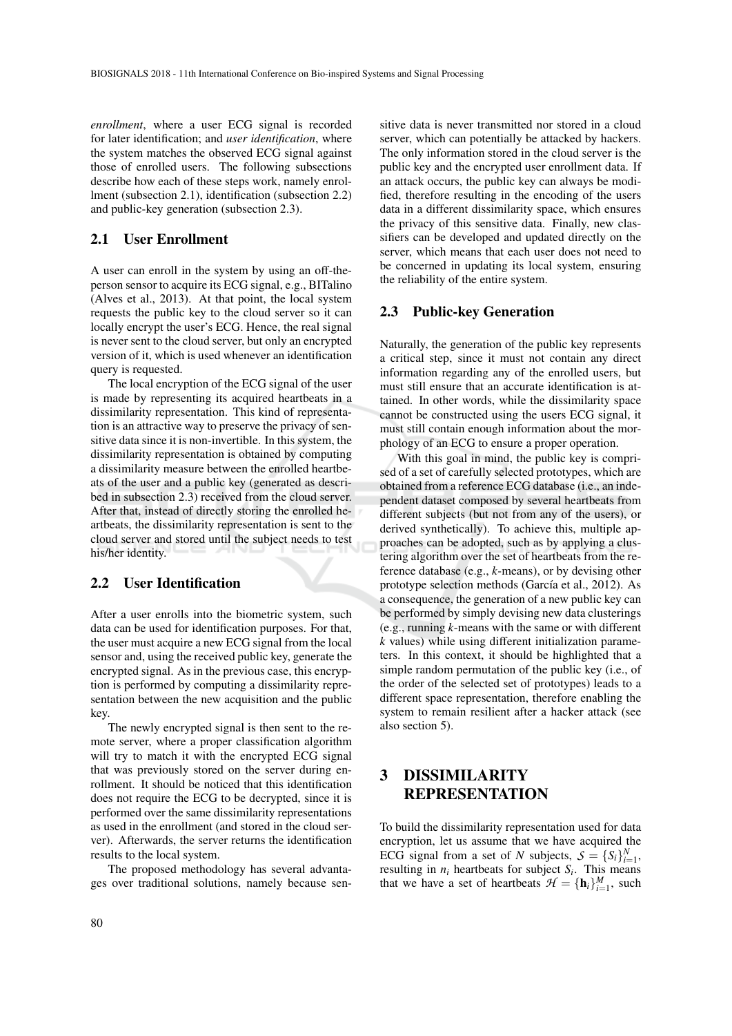*enrollment*, where a user ECG signal is recorded for later identification; and *user identification*, where the system matches the observed ECG signal against those of enrolled users. The following subsections describe how each of these steps work, namely enrollment (subsection 2.1), identification (subsection 2.2) and public-key generation (subsection 2.3).

## 2.1 User Enrollment

A user can enroll in the system by using an off-the-person sensor to acquire its ECG signal, e.g., BITalino (Alves et al., 2013). At that point, the local system requests the public key to the cloud server so it can locally encrypt the user's ECG. Hence, the real signal is never sent to the cloud server, but only an encrypted version of it, which is used whenever an identification query is requested.

The local encryption of the ECG signal of the user is made by representing its acquired heartbeats in a dissimilarity representation. This kind of representation is an attractive way to preserve the privacy of sensitive data since it is non-invertible. In this system, the dissimilarity representation is obtained by computing a dissimilarity measure between the enrolled heartbeats of the user and a public key (generated as described in subsection 2.3) received from the cloud server. After that, instead of directly storing the enrolled heartbeats, the dissimilarity representation is sent to the cloud server and stored until the subject needs to test his/her identity.

## 2.2 User Identification

After a user enrolls into the biometric system, such data can be used for identification purposes. For that, the user must acquire a new ECG signal from the local sensor and, using the received public key, generate the encrypted signal. As in the previous case, this encryption is performed by computing a dissimilarity representation between the new acquisition and the public key.

The newly encrypted signal is then sent to the remote server, where a proper classification algorithm will try to match it with the encrypted ECG signal that was previously stored on the server during enrollment. It should be noticed that this identification does not require the ECG to be decrypted, since it is performed over the same dissimilarity representations as used in the enrollment (and stored in the cloud server). Afterwards, the server returns the identification results to the local system.

The proposed methodology has several advantages over traditional solutions, namely because sensitive data is never transmitted nor stored in a cloud server, which can potentially be attacked by hackers. The only information stored in the cloud server is the public key and the encrypted user enrollment data. If an attack occurs, the public key can always be modified, therefore resulting in the encoding of the users data in a different dissimilarity space, which ensures the privacy of this sensitive data. Finally, new classifiers can be developed and updated directly on the server, which means that each user does not need to be concerned in updating its local system, ensuring the reliability of the entire system.

## 2.3 Public-key Generation

Naturally, the generation of the public key represents a critical step, since it must not contain any direct information regarding any of the enrolled users, but must still ensure that an accurate identification is attained. In other words, while the dissimilarity space cannot be constructed using the users ECG signal, it must still contain enough information about the morphology of an ECG to ensure a proper operation.

With this goal in mind, the public key is comprised of a set of carefully selected prototypes, which are obtained from a reference ECG database (i.e., an independent dataset composed by several heartbeats from different subjects (but not from any of the users), or derived synthetically). To achieve this, multiple approaches can be adopted, such as by applying a clustering algorithm over the set of heartbeats from the reference database (e.g., *k*-means), or by devising other prototype selection methods (García et al., 2012). As a consequence, the generation of a new public key can be performed by simply devising new data clusterings (e.g., running *k*-means with the same or with different *k* values) while using different initialization parameters. In this context, it should be highlighted that a simple random permutation of the public key (i.e., of the order of the selected set of prototypes) leads to a different space representation, therefore enabling the system to remain resilient after a hacker attack (see also section 5).

# 3 DISSIMILARITY REPRESENTATION

To build the dissimilarity representation used for data encryption, let us assume that we have acquired the ECG signal from a set of $N$ subjects, $\mathcal{S} = \{S_i\}_{i=1}^{N}$, resulting in $n_i$ heartbeats for subject $S_i$. This means that we have a set of heartbeats $\mathcal{H} = \{\mathbf{h}_i\}_{i=1}^{M}$, such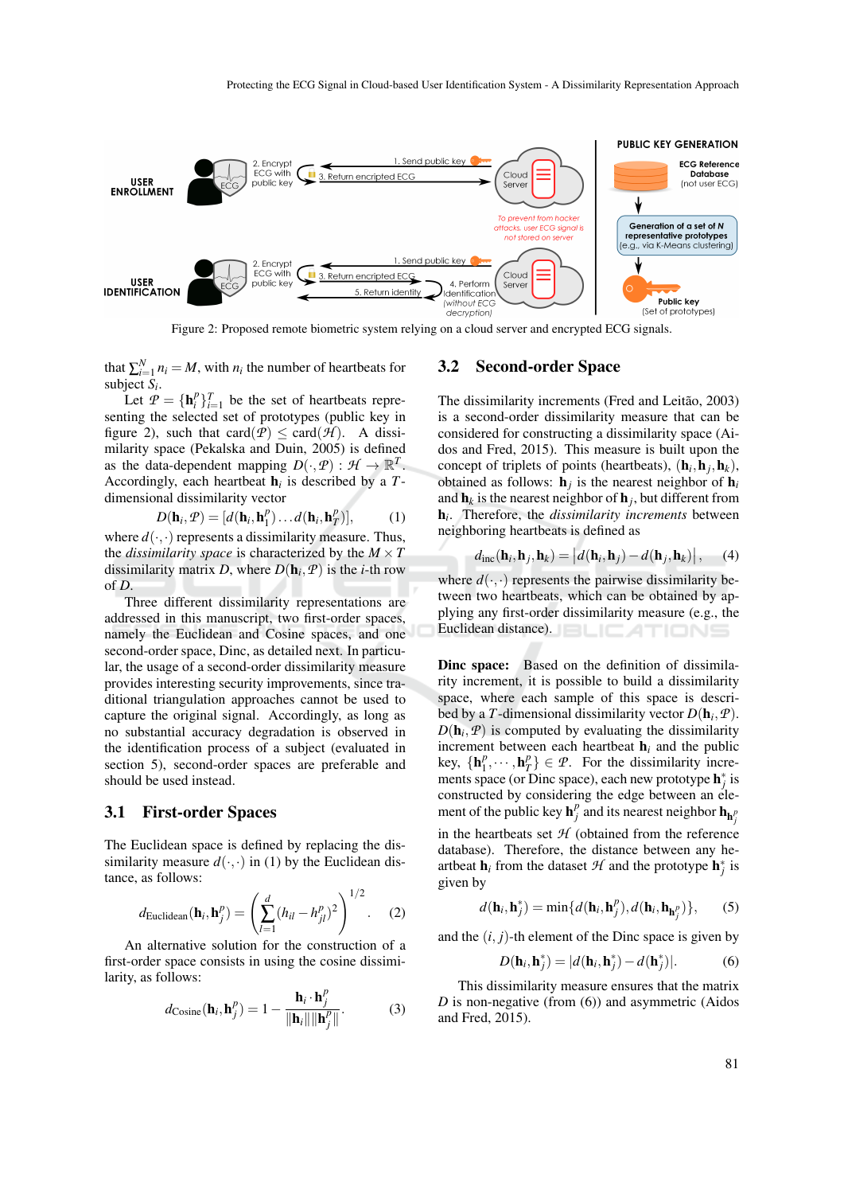Figure 2: Proposed remote biometric system relying on a cloud server and encrypted ECG signals.

that $\sum_{i=1}^{N} n_i = M$, with $n_i$ the number of heartbeats for subject $S_i$.

Let $\mathcal{P} = \{\mathbf{h}_i^p\}_{i=1}^{T}$ be the set of heartbeats representing the selected set of prototypes (public key in figure 2), such that $\text{card}(\mathcal{P}) \leq \text{card}(\mathcal{H})$. A dissimilarity space (Pekalska and Duin, 2005) is defined as the data-dependent mapping $D(\cdot, \mathcal{P}) : \mathcal{H} \rightarrow \mathbb{R}^T$. Accordingly, each heartbeat $\mathbf{h}_i$ is described by a $T$-dimensional dissimilarity vector

$$D(\mathbf{h}_i, \mathcal{P}) = [d(\mathbf{h}_i, \mathbf{h}_1^p) \ldots d(\mathbf{h}_i, \mathbf{h}_T^p)], \quad (1)$$

where $d(\cdot,\cdot)$ represents a dissimilarity measure. Thus, the *dissimilarity space* is characterized by the $M \times T$ dissimilarity matrix $D$, where $D(\mathbf{h}_i, \mathcal{P})$ is the $i$-th row of $D$.

Three different dissimilarity representations are addressed in this manuscript, two first-order spaces, namely the Euclidean and Cosine spaces, and one second-order space, Dinc, as detailed next. In particular, the usage of a second-order dissimilarity measure provides interesting security improvements, since traditional triangulation approaches cannot be used to capture the original signal. Accordingly, as long as no substantial accuracy degradation is observed in the identification process of a subject (evaluated in section 5), second-order spaces are preferable and should be used instead.

## 3.1 First-order Spaces

The Euclidean space is defined by replacing the dissimilarity measure $d(\cdot,\cdot)$ in (1) by the Euclidean distance, as follows:

$$d_{\text{Euclidean}}(\mathbf{h}_i, \mathbf{h}_j^p) = \left( \sum_{l=1}^{d} (h_{il} - h_{jl}^p)^2 \right)^{1/2}. \quad (2)$$

An alternative solution for the construction of a first-order space consists in using the cosine dissimilarity, as follows:

$$d_{\text{Cosine}}(\mathbf{h}_i, \mathbf{h}_j^p) = 1 - \frac{\mathbf{h}_i \cdot \mathbf{h}_j^p}{\|\mathbf{h}_i\| \|\mathbf{h}_j^p\|}. \quad (3)$$

## 3.2 Second-order Space

The dissimilarity increments (Fred and Leitão, 2003) is a second-order dissimilarity measure that can be considered for constructing a dissimilarity space (Aidos and Fred, 2015). This measure is built upon the concept of triplets of points (heartbeats), $(\mathbf{h}_i, \mathbf{h}_j, \mathbf{h}_k)$, obtained as follows: $\mathbf{h}_j$ is the nearest neighbor of $\mathbf{h}_i$ and $\mathbf{h}_k$ is the nearest neighbor of $\mathbf{h}_j$, but different from $\mathbf{h}_i$. Therefore, the *dissimilarity increments* between neighboring heartbeats is defined as

$$d_{\text{inc}}(\mathbf{h}_i, \mathbf{h}_j, \mathbf{h}_k) = \left| d(\mathbf{h}_i, \mathbf{h}_j) - d(\mathbf{h}_j, \mathbf{h}_k) \right|, \quad (4)$$

where $d(\cdot,\cdot)$ represents the pairwise dissimilarity between two heartbeats, which can be obtained by applying any first-order dissimilarity measure (e.g., the Euclidean distance).

**Dinc space:** Based on the definition of dissimilarity increment, it is possible to build a dissimilarity space, where each sample of this space is described by a $T$-dimensional dissimilarity vector $D(\mathbf{h}_i, \mathcal{P})$. $D(\mathbf{h}_i, \mathcal{P})$ is computed by evaluating the dissimilarity increment between each heartbeat $\mathbf{h}_i$ and the public key, $\{\mathbf{h}_1^p, \cdots, \mathbf{h}_T^p\} \in \mathcal{P}$. For the dissimilarity increments space (or Dinc space), each new prototype $\mathbf{h}_j^*$ is constructed by considering the edge between an element of the public key $\mathbf{h}_j^p$ and its nearest neighbor $\mathbf{h}_{\mathbf{h}_j^p}$ in the heartbeats set $\mathcal{H}$ (obtained from the reference database). Therefore, the distance between any heartbeat $\mathbf{h}_i$ from the dataset $\mathcal{H}$ and the prototype $\mathbf{h}_j^*$ is given by

$$d(\mathbf{h}_i, \mathbf{h}_j^*) = \min\{d(\mathbf{h}_i, \mathbf{h}_j^p), d(\mathbf{h}_i, \mathbf{h}_{\mathbf{h}_j^p})\}, \quad (5)$$

and the $(i, j)$-th element of the Dinc space is given by

$$D(\mathbf{h}_i, \mathbf{h}_j^*) = |d(\mathbf{h}_i, \mathbf{h}_j^*) - d(\mathbf{h}_j^*)|. \quad (6)$$

This dissimilarity measure ensures that the matrix $D$ is non-negative (from (6)) and asymmetric (Aidos and Fred, 2015).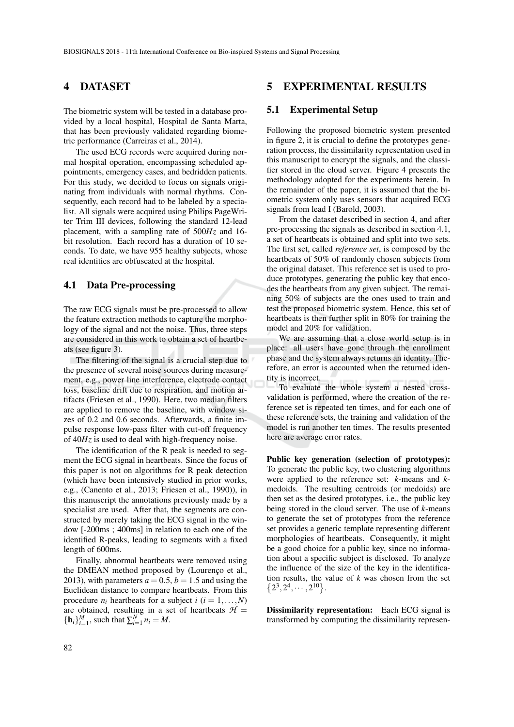## 4 DATASET

The biometric system will be tested in a database provided by a local hospital, Hospital de Santa Marta, that has been previously validated regarding biometric performance (Carreiras et al., 2014).

The used ECG records were acquired during normal hospital operation, encompassing scheduled appointments, emergency cases, and bedridden patients. For this study, we decided to focus on signals originating from individuals with normal rhythms. Consequently, each record had to be labeled by a specialist. All signals were acquired using Philips PageWriter Trim III devices, following the standard 12-lead placement, with a sampling rate of 500$Hz$ and 16-bit resolution. Each record has a duration of 10 seconds. To date, we have 955 healthy subjects, whose real identities are obfuscated at the hospital.

### 4.1 Data Pre-processing

The raw ECG signals must be pre-processed to allow the feature extraction methods to capture the morphology of the signal and not the noise. Thus, three steps are considered in this work to obtain a set of heartbeats (see figure 3).

The filtering of the signal is a crucial step due to the presence of several noise sources during measurement, e.g., power line interference, electrode contact loss, baseline drift due to respiration, and motion artifacts (Friesen et al., 1990). Here, two median filters are applied to remove the baseline, with window sizes of 0.2 and 0.6 seconds. Afterwards, a finite impulse response low-pass filter with cut-off frequency of 40$Hz$ is used to deal with high-frequency noise.

The identification of the R peak is needed to segment the ECG signal in heartbeats. Since the focus of this paper is not on algorithms for R peak detection (which have been intensively studied in prior works, e.g., (Canento et al., 2013; Friesen et al., 1990)), in this manuscript the annotations previously made by a specialist are used. After that, the segments are constructed by merely taking the ECG signal in the window [-200ms ; 400ms] in relation to each one of the identified R-peaks, leading to segments with a fixed length of 600ms.

Finally, abnormal heartbeats were removed using the DMEAN method proposed by (Lourenço et al., 2013), with parameters $a = 0.5$, $b = 1.5$ and using the Euclidean distance to compare heartbeats. From this procedure $n_i$ heartbeats for a subject $i$ ($i = 1, \ldots, N$) are obtained, resulting in a set of heartbeats $\mathcal{H} = \{\mathbf{h}_i\}_{i=1}^{M}$, such that $\sum_{i=1}^{N} n_i = M$.

## 5 EXPERIMENTAL RESULTS

### 5.1 Experimental Setup

Following the proposed biometric system presented in figure 2, it is crucial to define the prototypes generation process, the dissimilarity representation used in this manuscript to encrypt the signals, and the classifier stored in the cloud server. Figure 4 presents the methodology adopted for the experiments herein. In the remainder of the paper, it is assumed that the biometric system only uses sensors that acquired ECG signals from lead I (Barold, 2003).

From the dataset described in section 4, and after pre-processing the signals as described in section 4.1, a set of heartbeats is obtained and split into two sets. The first set, called *reference set*, is composed by the heartbeats of 50% of randomly chosen subjects from the original dataset. This reference set is used to produce prototypes, generating the public key that encodes the heartbeats from any given subject. The remaining 50% of subjects are the ones used to train and test the proposed biometric system. Hence, this set of heartbeats is then further split in 80% for training the model and 20% for validation.

We are assuming that a close world setup is in place: all users have gone through the enrollment phase and the system always returns an identity. Therefore, an error is accounted when the returned identity is incorrect.

To evaluate the whole system a nested cross-validation is performed, where the creation of the reference set is repeated ten times, and for each one of these reference sets, the training and validation of the model is run another ten times. The results presented here are average error rates.

**Public key generation (selection of prototypes):** To generate the public key, two clustering algorithms were applied to the reference set: $k$-means and $k$-medoids. The resulting centroids (or medoids) are then set as the desired prototypes, i.e., the public key being stored in the cloud server. The use of $k$-means to generate the set of prototypes from the reference set provides a generic template representing different morphologies of heartbeats. Consequently, it might be a good choice for a public key, since no information about a specific subject is disclosed. To analyze the influence of the size of the key in the identification results, the value of $k$ was chosen from the set $\{2^3, 2^4, \cdots, 2^{10}\}$.

**Dissimilarity representation:** Each ECG signal is transformed by computing the dissimilarity represen-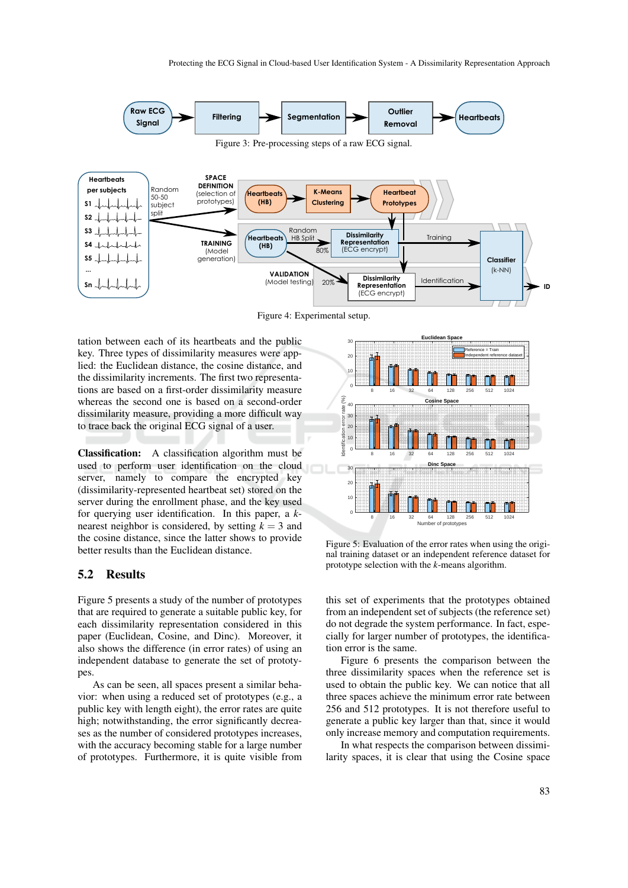Figure 3: Pre-processing steps of a raw ECG signal.

Figure 4: Experimental setup.

tation between each of its heartbeats and the public key. Three types of dissimilarity measures were applied: the Euclidean distance, the cosine distance, and the dissimilarity increments. The first two representations are based on a first-order dissimilarity measure whereas the second one is based on a second-order dissimilarity measure, providing a more difficult way to trace back the original ECG signal of a user.

**Classification:** A classification algorithm must be used to perform user identification on the cloud server, namely to compare the encrypted key (dissimilarity-represented heartbeat set) stored on the server during the enrollment phase, and the key used for querying user identification. In this paper, a $k$-nearest neighbor is considered, by setting $k = 3$ and the cosine distance, since the latter shows to provide better results than the Euclidean distance.

## 5.2 Results

Figure 5 presents a study of the number of prototypes that are required to generate a suitable public key, for each dissimilarity representation considered in this paper (Euclidean, Cosine, and Dinc). Moreover, it also shows the difference (in error rates) of using an independent database to generate the set of prototypes.

As can be seen, all spaces present a similar behavior: when using a reduced set of prototypes (e.g., a public key with length eight), the error rates are quite high; notwithstanding, the error significantly decreases as the number of considered prototypes increases, with the accuracy becoming stable for a large number of prototypes. Furthermore, it is quite visible from this set of experiments that the prototypes obtained from an independent set of subjects (the reference set) do not degrade the system performance. In fact, especially for larger number of prototypes, the identification error is the same.

Figure 5: Evaluation of the error rates when using the original training dataset or an independent reference dataset for prototype selection with the $k$-means algorithm.

Figure 6 presents the comparison between the three dissimilarity spaces when the reference set is used to obtain the public key. We can notice that all three spaces achieve the minimum error rate between 256 and 512 prototypes. It is not therefore useful to generate a public key larger than that, since it would only increase memory and computation requirements.

In what respects the comparison between dissimilarity spaces, it is clear that using the Cosine space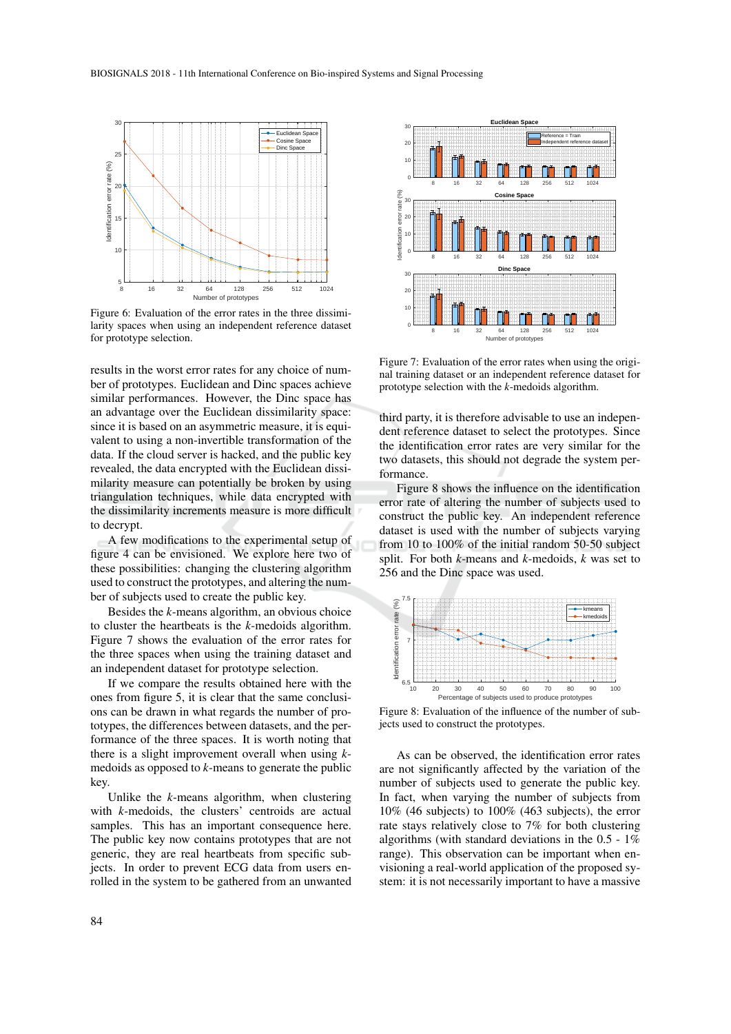Figure 6: Evaluation of the error rates in the three dissimilarity spaces when using an independent reference dataset for prototype selection.

results in the worst error rates for any choice of number of prototypes. Euclidean and Dinc spaces achieve similar performances. However, the Dinc space has an advantage over the Euclidean dissimilarity space: since it is based on an asymmetric measure, it is equivalent to using a non-invertible transformation of the data. If the cloud server is hacked, and the public key revealed, the data encrypted with the Euclidean dissimilarity measure can potentially be broken by using triangulation techniques, while data encrypted with the dissimilarity increments measure is more difficult to decrypt.

A few modifications to the experimental setup of figure 4 can be envisioned. We explore here two of these possibilities: changing the clustering algorithm used to construct the prototypes, and altering the number of subjects used to create the public key.

Besides the $k$-means algorithm, an obvious choice to cluster the heartbeats is the $k$-medoids algorithm. Figure 7 shows the evaluation of the error rates for the three spaces when using the training dataset and an independent dataset for prototype selection.

If we compare the results obtained here with the ones from figure 5, it is clear that the same conclusions can be drawn in what regards the number of prototypes, the differences between datasets, and the performance of the three spaces. It is worth noting that there is a slight improvement overall when using $k$-medoids as opposed to $k$-means to generate the public key.

Unlike the $k$-means algorithm, when clustering with $k$-medoids, the clusters' centroids are actual samples. This has an important consequence here. The public key now contains prototypes that are not generic, they are real heartbeats from specific subjects. In order to prevent ECG data from users enrolled in the system to be gathered from an unwanted third party, it is therefore advisable to use an independent reference dataset to select the prototypes. Since the identification error rates are very similar for the two datasets, this should not degrade the system performance.

Figure 7: Evaluation of the error rates when using the original training dataset or an independent reference dataset for prototype selection with the $k$-medoids algorithm.

Figure 8 shows the influence on the identification error rate of altering the number of subjects used to construct the public key. An independent reference dataset is used with the number of subjects varying from 10 to 100% of the initial random 50-50 subject split. For both $k$-means and $k$-medoids, $k$ was set to 256 and the Dinc space was used.

Figure 8: Evaluation of the influence of the number of subjects used to construct the prototypes.

As can be observed, the identification error rates are not significantly affected by the variation of the number of subjects used to generate the public key. In fact, when varying the number of subjects from 10% (46 subjects) to 100% (463 subjects), the error rate stays relatively close to 7% for both clustering algorithms (with standard deviations in the 0.5 - 1% range). This observation can be important when envisioning a real-world application of the proposed system: it is not necessarily important to have a massive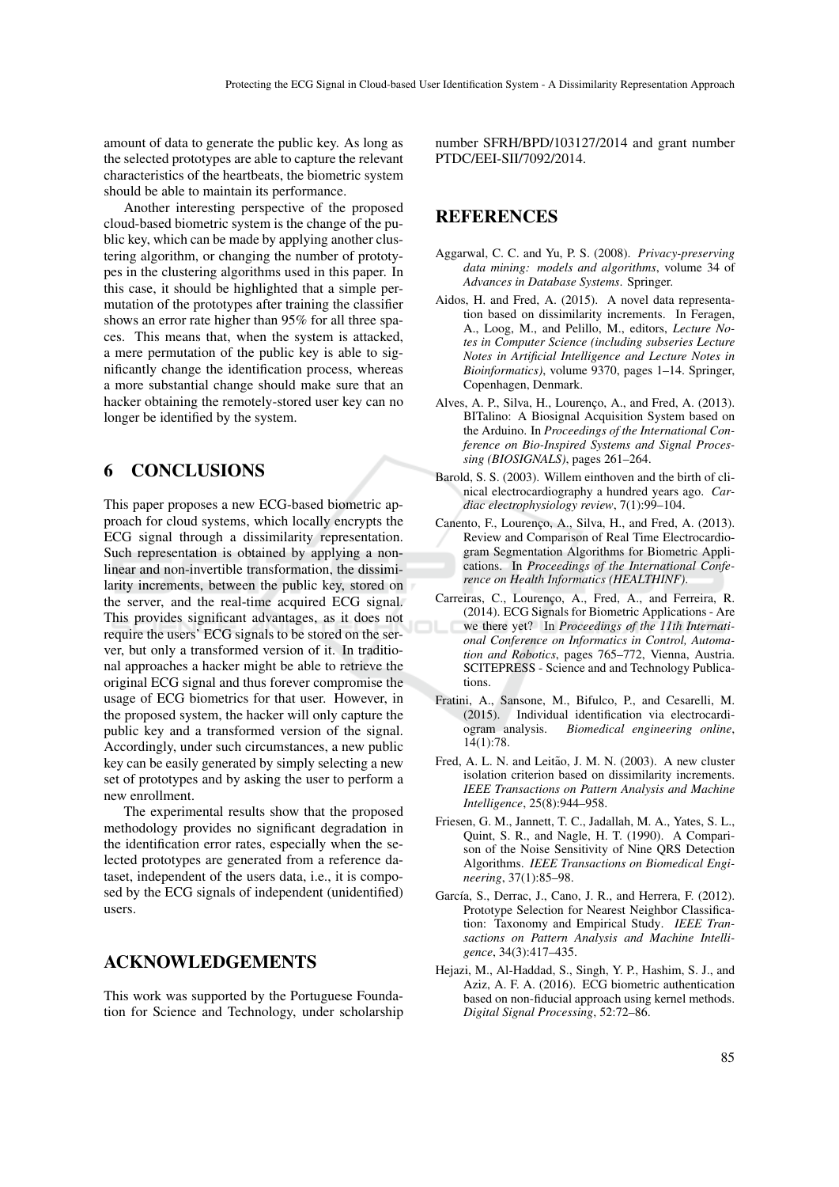amount of data to generate the public key. As long as the selected prototypes are able to capture the relevant characteristics of the heartbeats, the biometric system should be able to maintain its performance.

Another interesting perspective of the proposed cloud-based biometric system is the change of the public key, which can be made by applying another clustering algorithm, or changing the number of prototypes in the clustering algorithms used in this paper. In this case, it should be highlighted that a simple permutation of the prototypes after training the classifier shows an error rate higher than 95% for all three spaces. This means that, when the system is attacked, a mere permutation of the public key is able to significantly change the identification process, whereas a more substantial change should make sure that an hacker obtaining the remotely-stored user key can no longer be identified by the system.

## 6 CONCLUSIONS

This paper proposes a new ECG-based biometric approach for cloud systems, which locally encrypts the ECG signal through a dissimilarity representation. Such representation is obtained by applying a non-linear and non-invertible transformation, the dissimilarity increments, between the public key, stored on the server, and the real-time acquired ECG signal. This provides significant advantages, as it does not require the users' ECG signals to be stored on the server, but only a transformed version of it. In traditional approaches a hacker might be able to retrieve the original ECG signal and thus forever compromise the usage of ECG biometrics for that user. However, in the proposed system, the hacker will only capture the public key and a transformed version of the signal. Accordingly, under such circumstances, a new public key can be easily generated by simply selecting a new set of prototypes and by asking the user to perform a new enrollment.

The experimental results show that the proposed methodology provides no significant degradation in the identification error rates, especially when the selected prototypes are generated from a reference dataset, independent of the users data, i.e., it is composed by the ECG signals of independent (unidentified) users.

## ACKNOWLEDGEMENTS

This work was supported by the Portuguese Foundation for Science and Technology, under scholarship number SFRH/BPD/103127/2014 and grant number PTDC/EEI-SII/7092/2014.

## REFERENCES

Aggarwal, C. C. and Yu, P. S. (2008). *Privacy-preserving data mining: models and algorithms*, volume 34 of *Advances in Database Systems*. Springer.

Aidos, H. and Fred, A. (2015). A novel data representation based on dissimilarity increments. In Feragen, A., Loog, M., and Pelillo, M., editors, *Lecture Notes in Computer Science (including subseries Lecture Notes in Artificial Intelligence and Lecture Notes in Bioinformatics)*, volume 9370, pages 1–14. Springer, Copenhagen, Denmark.

Alves, A. P., Silva, H., Lourenço, A., and Fred, A. (2013). BITalino: A Biosignal Acquisition System based on the Arduino. In *Proceedings of the International Conference on Bio-Inspired Systems and Signal Processing (BIOSIGNALS)*, pages 261–264.

Barold, S. S. (2003). Willem einthoven and the birth of clinical electrocardiography a hundred years ago. *Cardiac electrophysiology review*, 7(1):99–104.

Canento, F., Lourenço, A., Silva, H., and Fred, A. (2013). Review and Comparison of Real Time Electrocardiogram Segmentation Algorithms for Biometric Applications. In *Proceedings of the International Conference on Health Informatics (HEALTHINF)*.

Carreiras, C., Lourenço, A., Fred, A., and Ferreira, R. (2014). ECG Signals for Biometric Applications - Are we there yet? In *Proceedings of the 11th International Conference on Informatics in Control, Automation and Robotics*, pages 765–772, Vienna, Austria. SCITEPRESS - Science and Technology Publications.

Fratini, A., Sansone, M., Bifulco, P., and Cesarelli, M. (2015). Individual identification via electrocardiogram analysis. *Biomedical engineering online*, 14(1):78.

Fred, A. L. N. and Leitão, J. M. N. (2003). A new cluster isolation criterion based on dissimilarity increments. *IEEE Transactions on Pattern Analysis and Machine Intelligence*, 25(8):944–958.

Friesen, G. M., Jannett, T. C., Jadallah, M. A., Yates, S. L., Quint, S. R., and Nagle, H. T. (1990). A Comparison of the Noise Sensitivity of Nine QRS Detection Algorithms. *IEEE Transactions on Biomedical Engineering*, 37(1):85–98.

García, S., Derrac, J., Cano, J. R., and Herrera, F. (2012). Prototype Selection for Nearest Neighbor Classification: Taxonomy and Empirical Study. *IEEE Transactions on Pattern Analysis and Machine Intelligence*, 34(3):417–435.

Hejazi, M., Al-Haddad, S., Singh, Y. P., Hashim, S. J., and Aziz, A. F. A. (2016). ECG biometric authentication based on non-fiducial approach using kernel methods. *Digital Signal Processing*, 52:72–86.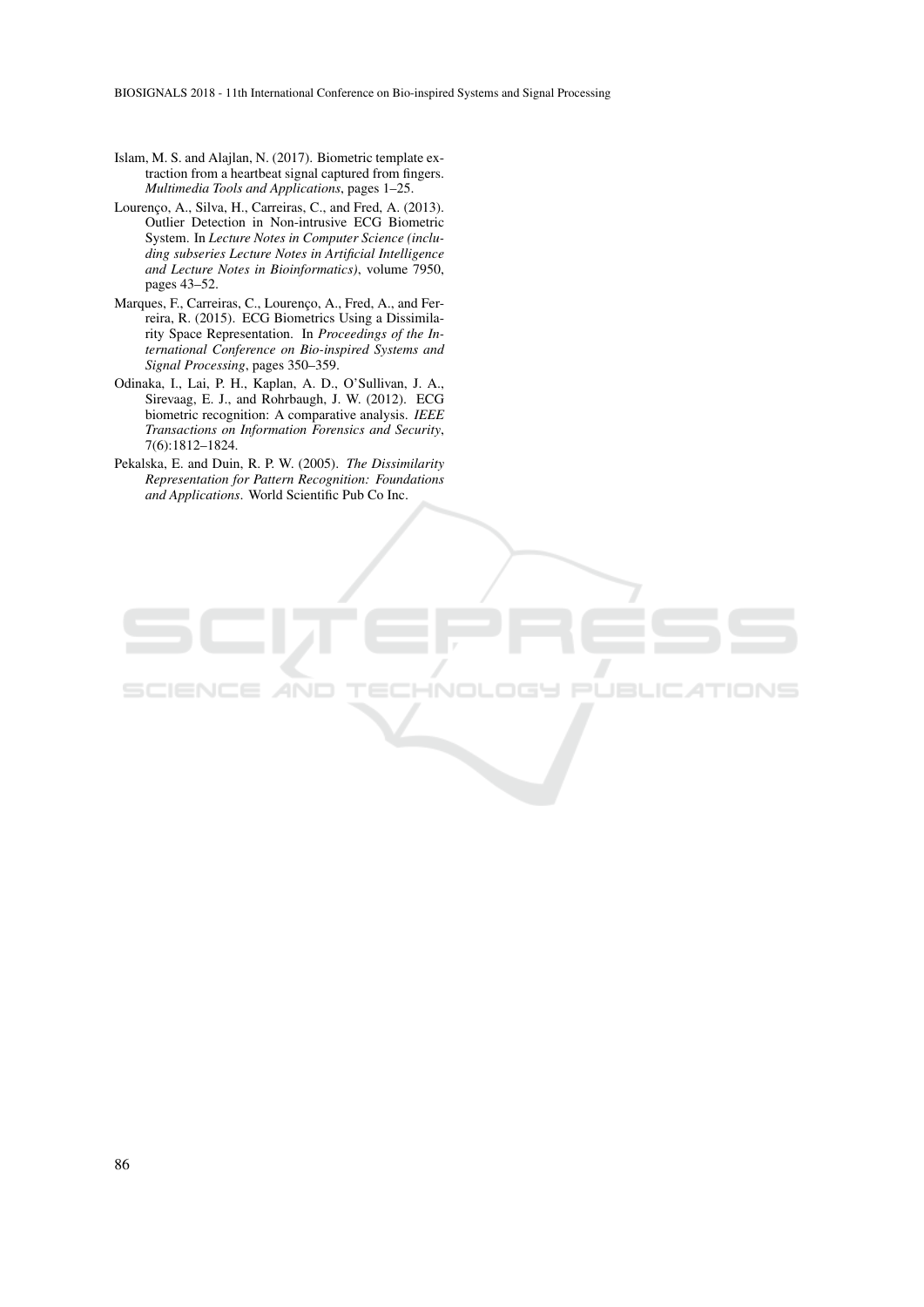Islam, M. S. and Alajlan, N. (2017). Biometric template extraction from a heartbeat signal captured from fingers. *Multimedia Tools and Applications*, pages 1–25.

Lourenço, A., Silva, H., Carreiras, C., and Fred, A. (2013). Outlier Detection in Non-intrusive ECG Biometric System. In *Lecture Notes in Computer Science (including subseries Lecture Notes in Artificial Intelligence and Lecture Notes in Bioinformatics)*, volume 7950, pages 43–52.

Marques, F., Carreiras, C., Lourenço, A., Fred, A., and Ferreira, R. (2015). ECG Biometrics Using a Dissimilarity Space Representation. In *Proceedings of the International Conference on Bio-inspired Systems and Signal Processing*, pages 350–359.

Odinaka, I., Lai, P. H., Kaplan, A. D., O'Sullivan, J. A., Sirevaag, E. J., and Rohrbaugh, J. W. (2012). ECG biometric recognition: A comparative analysis. *IEEE Transactions on Information Forensics and Security*, 7(6):1812–1824.

Pekalska, E. and Duin, R. P. W. (2005). *The Dissimilarity Representation for Pattern Recognition: Foundations and Applications*. World Scientific Pub Co Inc.